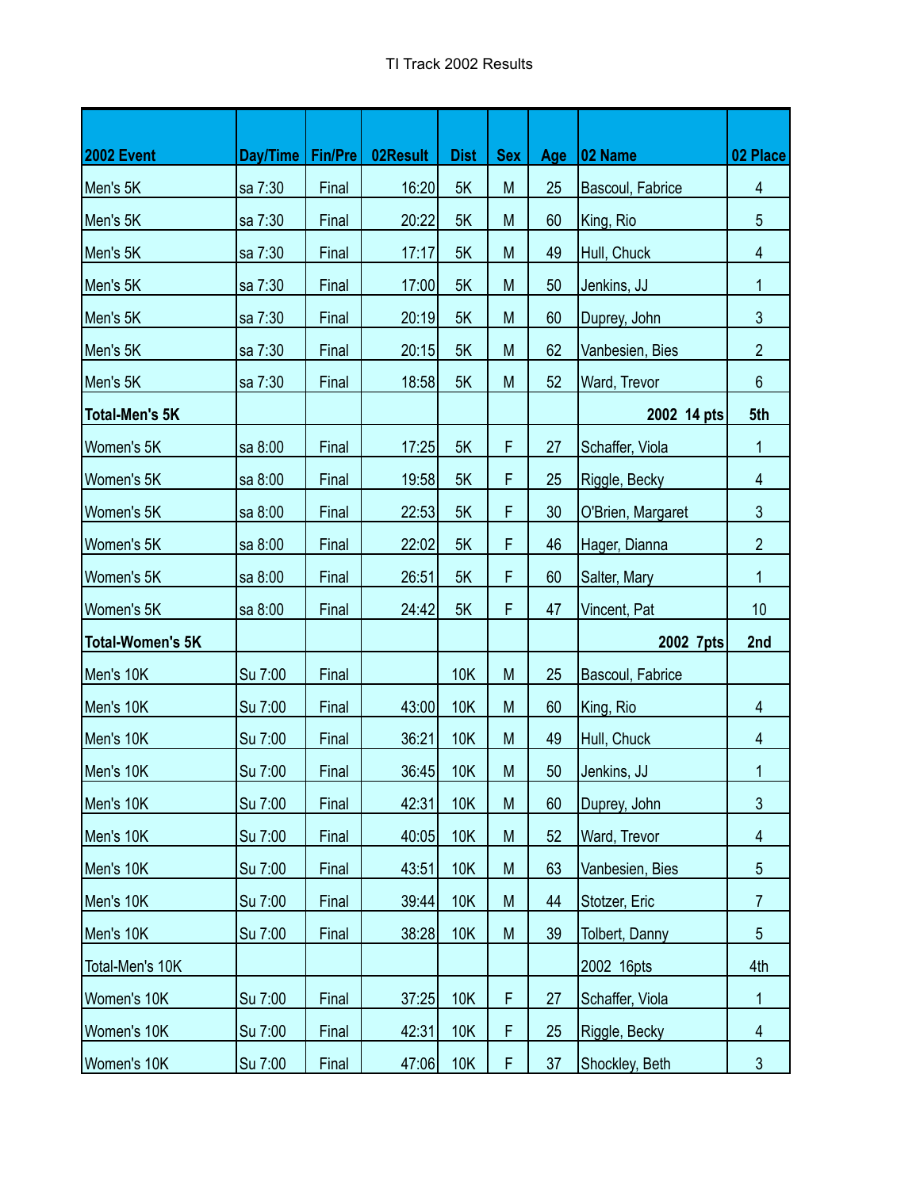TI Track 2002 Results

| 2002 Event | Day/Time | Fin/Pre | 02Result | Dist | Sex | Age | 02 Name | 02 Place |
|---|---|---|---|---|---|---|---|---|
| Men's 5K | sa 7:30 | Final | 16:20 | 5K | M | 25 | Bascoul, Fabrice | 4 |
| Men's 5K | sa 7:30 | Final | 20:22 | 5K | M | 60 | King, Rio | 5 |
| Men's 5K | sa 7:30 | Final | 17:17 | 5K | M | 49 | Hull, Chuck | 4 |
| Men's 5K | sa 7:30 | Final | 17:00 | 5K | M | 50 | Jenkins, JJ | 1 |
| Men's 5K | sa 7:30 | Final | 20:19 | 5K | M | 60 | Duprey, John | 3 |
| Men's 5K | sa 7:30 | Final | 20:15 | 5K | M | 62 | Vanbesien, Bies | 2 |
| Men's 5K | sa 7:30 | Final | 18:58 | 5K | M | 52 | Ward, Trevor | 6 |
| **Total-Men's 5K** | | | | | | | **2002 14 pts** | **5th** |
| Women's 5K | sa 8:00 | Final | 17:25 | 5K | F | 27 | Schaffer, Viola | 1 |
| Women's 5K | sa 8:00 | Final | 19:58 | 5K | F | 25 | Riggle, Becky | 4 |
| Women's 5K | sa 8:00 | Final | 22:53 | 5K | F | 30 | O'Brien, Margaret | 3 |
| Women's 5K | sa 8:00 | Final | 22:02 | 5K | F | 46 | Hager, Dianna | 2 |
| Women's 5K | sa 8:00 | Final | 26:51 | 5K | F | 60 | Salter, Mary | 1 |
| Women's 5K | sa 8:00 | Final | 24:42 | 5K | F | 47 | Vincent, Pat | 10 |
| **Total-Women's 5K** | | | | | | | **2002 7pts** | **2nd** |
| Men's 10K | Su 7:00 | Final | | 10K | M | 25 | Bascoul, Fabrice | |
| Men's 10K | Su 7:00 | Final | 43:00 | 10K | M | 60 | King, Rio | 4 |
| Men's 10K | Su 7:00 | Final | 36:21 | 10K | M | 49 | Hull, Chuck | 4 |
| Men's 10K | Su 7:00 | Final | 36:45 | 10K | M | 50 | Jenkins, JJ | 1 |
| Men's 10K | Su 7:00 | Final | 42:31 | 10K | M | 60 | Duprey, John | 3 |
| Men's 10K | Su 7:00 | Final | 40:05 | 10K | M | 52 | Ward, Trevor | 4 |
| Men's 10K | Su 7:00 | Final | 43:51 | 10K | M | 63 | Vanbesien, Bies | 5 |
| Men's 10K | Su 7:00 | Final | 39:44 | 10K | M | 44 | Stotzer, Eric | 7 |
| Men's 10K | Su 7:00 | Final | 38:28 | 10K | M | 39 | Tolbert, Danny | 5 |
| Total-Men's 10K | | | | | | | 2002 16pts | 4th |
| Women's 10K | Su 7:00 | Final | 37:25 | 10K | F | 27 | Schaffer, Viola | 1 |
| Women's 10K | Su 7:00 | Final | 42:31 | 10K | F | 25 | Riggle, Becky | 4 |
| Women's 10K | Su 7:00 | Final | 47:06 | 10K | F | 37 | Shockley, Beth | 3 |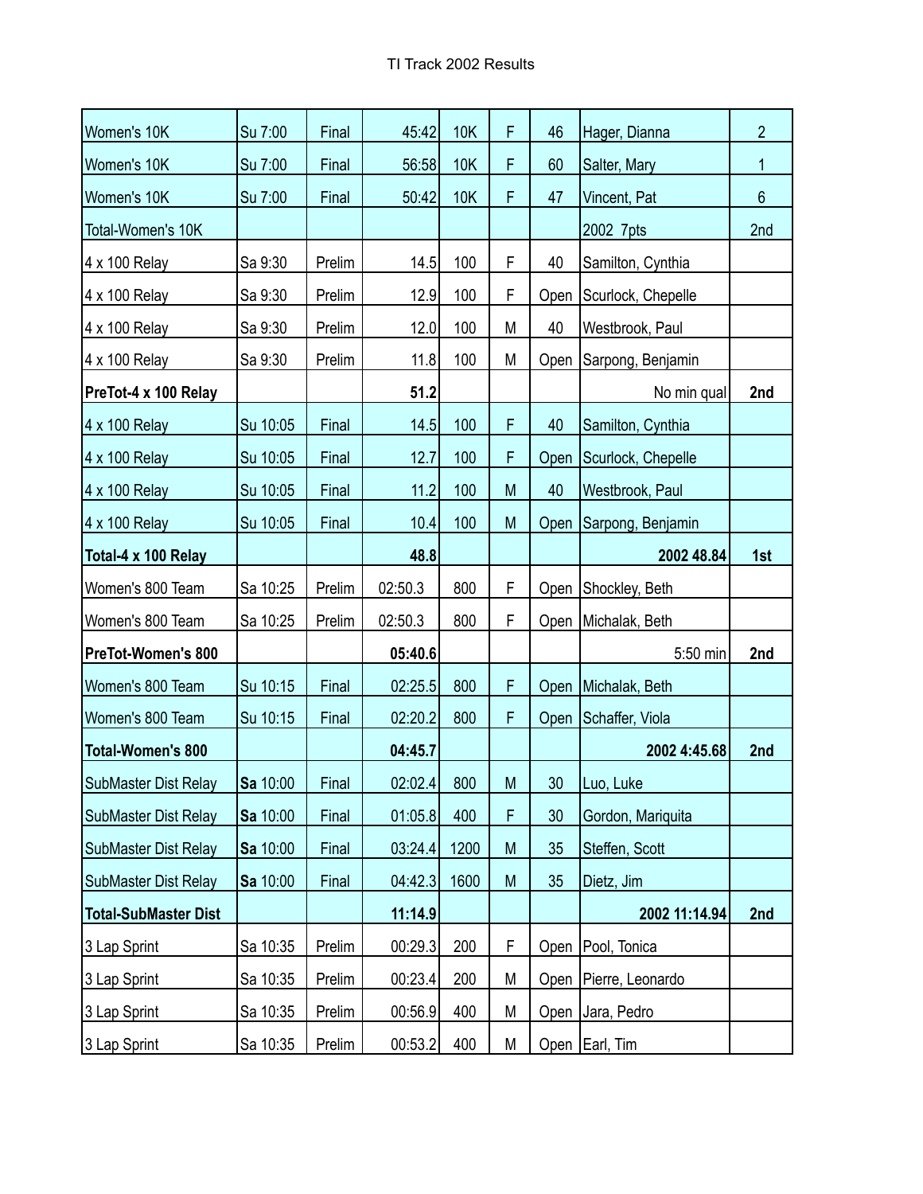| Women's 10K | Su 7:00 | Final | 45:42 | 10K | F | 46 | Hager, Dianna | 2 |
|---|---|---|---|---|---|---|---|---|
| Women's 10K | Su 7:00 | Final | 56:58 | 10K | F | 60 | Salter, Mary | 1 |
| Women's 10K | Su 7:00 | Final | 50:42 | 10K | F | 47 | Vincent, Pat | 6 |
| Total-Women's 10K | | | | | | | 2002 7pts | 2nd |
| 4 x 100 Relay | Sa 9:30 | Prelim | 14.5 | 100 | F | 40 | Samilton, Cynthia | |
| 4 x 100 Relay | Sa 9:30 | Prelim | 12.9 | 100 | F | Open | Scurlock, Chepelle | |
| 4 x 100 Relay | Sa 9:30 | Prelim | 12.0 | 100 | M | 40 | Westbrook, Paul | |
| 4 x 100 Relay | Sa 9:30 | Prelim | 11.8 | 100 | M | Open | Sarpong, Benjamin | |
| **PreTot-4 x 100 Relay** | | | **51.2** | | | | No min qual | **2nd** |
| 4 x 100 Relay | Su 10:05 | Final | 14.5 | 100 | F | 40 | Samilton, Cynthia | |
| 4 x 100 Relay | Su 10:05 | Final | 12.7 | 100 | F | Open | Scurlock, Chepelle | |
| 4 x 100 Relay | Su 10:05 | Final | 11.2 | 100 | M | 40 | Westbrook, Paul | |
| 4 x 100 Relay | Su 10:05 | Final | 10.4 | 100 | M | Open | Sarpong, Benjamin | |
| **Total-4 x 100 Relay** | | | **48.8** | | | | **2002 48.84** | **1st** |
| Women's 800 Team | Sa 10:25 | Prelim | 02:50.3 | 800 | F | Open | Shockley, Beth | |
| Women's 800 Team | Sa 10:25 | Prelim | 02:50.3 | 800 | F | Open | Michalak, Beth | |
| **PreTot-Women's 800** | | | **05:40.6** | | | | 5:50 min | **2nd** |
| Women's 800 Team | Su 10:15 | Final | 02:25.5 | 800 | F | Open | Michalak, Beth | |
| Women's 800 Team | Su 10:15 | Final | 02:20.2 | 800 | F | Open | Schaffer, Viola | |
| **Total-Women's 800** | | | **04:45.7** | | | | **2002 4:45.68** | **2nd** |
| SubMaster Dist Relay | **Sa** 10:00 | Final | 02:02.4 | 800 | M | 30 | Luo, Luke | |
| SubMaster Dist Relay | **Sa** 10:00 | Final | 01:05.8 | 400 | F | 30 | Gordon, Mariquita | |
| SubMaster Dist Relay | **Sa** 10:00 | Final | 03:24.4 | 1200 | M | 35 | Steffen, Scott | |
| SubMaster Dist Relay | **Sa** 10:00 | Final | 04:42.3 | 1600 | M | 35 | Dietz, Jim | |
| **Total-SubMaster Dist** | | | **11:14.9** | | | | **2002 11:14.94** | **2nd** |
| 3 Lap Sprint | Sa 10:35 | Prelim | 00:29.3 | 200 | F | Open | Pool, Tonica | |
| 3 Lap Sprint | Sa 10:35 | Prelim | 00:23.4 | 200 | M | Open | Pierre, Leonardo | |
| 3 Lap Sprint | Sa 10:35 | Prelim | 00:56.9 | 400 | M | Open | Jara, Pedro | |
| 3 Lap Sprint | Sa 10:35 | Prelim | 00:53.2 | 400 | M | Open | Earl, Tim | |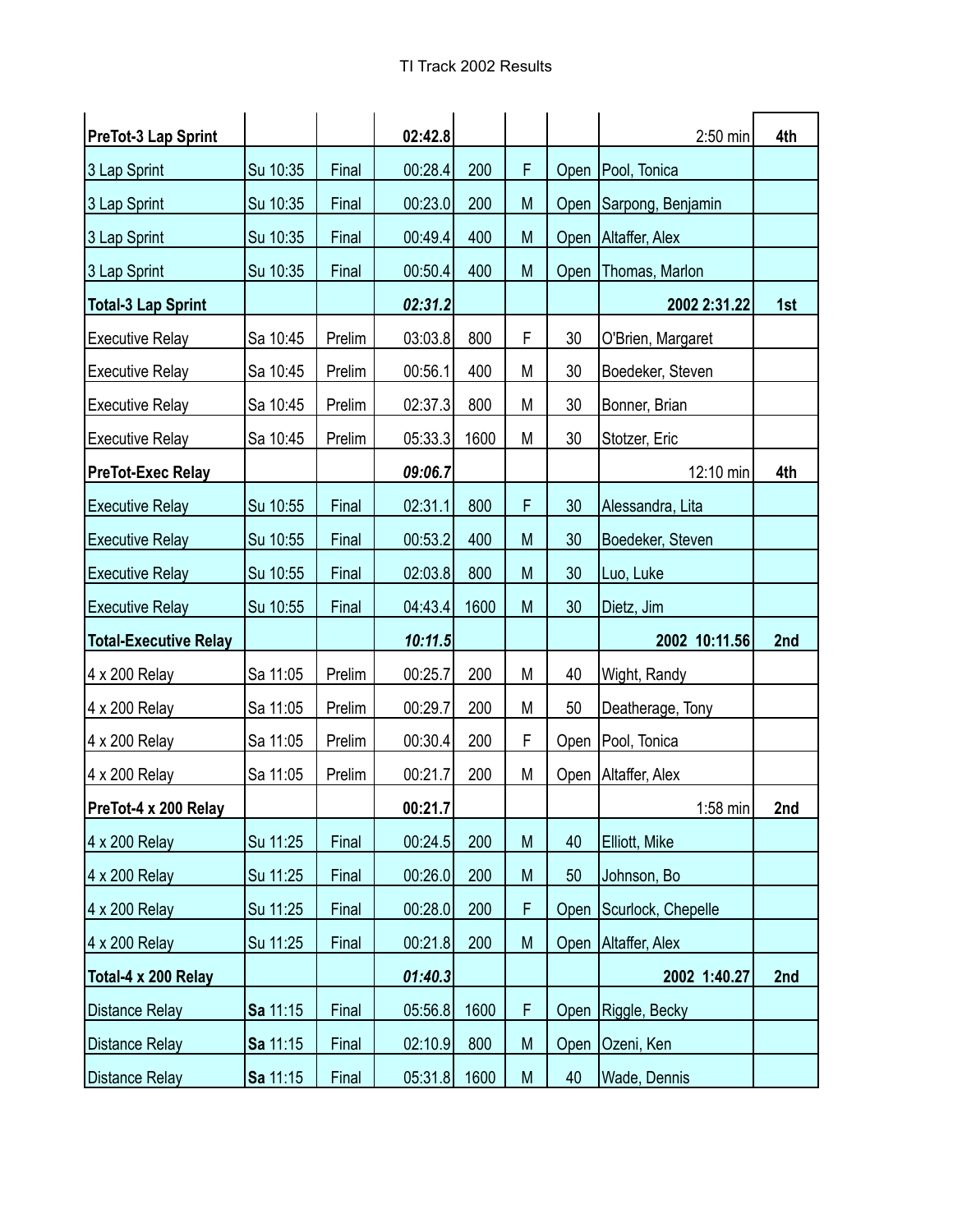| | | | | | | | | |
|---|---|---|---|---|---|---|---|---|
| **PreTot-3 Lap Sprint** | | | **02:42.8** | | | | 2:50 min | **4th** |
| 3 Lap Sprint | Su 10:35 | Final | 00:28.4 | 200 | F | Open | Pool, Tonica | |
| 3 Lap Sprint | Su 10:35 | Final | 00:23.0 | 200 | M | Open | Sarpong, Benjamin | |
| 3 Lap Sprint | Su 10:35 | Final | 00:49.4 | 400 | M | Open | Altaffer, Alex | |
| 3 Lap Sprint | Su 10:35 | Final | 00:50.4 | 400 | M | Open | Thomas, Marlon | |
| **Total-3 Lap Sprint** | | | ***02:31.2*** | | | | **2002 2:31.22** | **1st** |
| Executive Relay | Sa 10:45 | Prelim | 03:03.8 | 800 | F | 30 | O'Brien, Margaret | |
| Executive Relay | Sa 10:45 | Prelim | 00:56.1 | 400 | M | 30 | Boedeker, Steven | |
| Executive Relay | Sa 10:45 | Prelim | 02:37.3 | 800 | M | 30 | Bonner, Brian | |
| Executive Relay | Sa 10:45 | Prelim | 05:33.3 | 1600 | M | 30 | Stotzer, Eric | |
| **PreTot-Exec Relay** | | | ***09:06.7*** | | | | 12:10 min | **4th** |
| Executive Relay | Su 10:55 | Final | 02:31.1 | 800 | F | 30 | Alessandra, Lita | |
| Executive Relay | Su 10:55 | Final | 00:53.2 | 400 | M | 30 | Boedeker, Steven | |
| Executive Relay | Su 10:55 | Final | 02:03.8 | 800 | M | 30 | Luo, Luke | |
| Executive Relay | Su 10:55 | Final | 04:43.4 | 1600 | M | 30 | Dietz, Jim | |
| **Total-Executive Relay** | | | ***10:11.5*** | | | | **2002 10:11.56** | **2nd** |
| 4 x 200 Relay | Sa 11:05 | Prelim | 00:25.7 | 200 | M | 40 | Wight, Randy | |
| 4 x 200 Relay | Sa 11:05 | Prelim | 00:29.7 | 200 | M | 50 | Deatherage, Tony | |
| 4 x 200 Relay | Sa 11:05 | Prelim | 00:30.4 | 200 | F | Open | Pool, Tonica | |
| 4 x 200 Relay | Sa 11:05 | Prelim | 00:21.7 | 200 | M | Open | Altaffer, Alex | |
| **PreTot-4 x 200 Relay** | | | **00:21.7** | | | | 1:58 min | **2nd** |
| 4 x 200 Relay | Su 11:25 | Final | 00:24.5 | 200 | M | 40 | Elliott, Mike | |
| 4 x 200 Relay | Su 11:25 | Final | 00:26.0 | 200 | M | 50 | Johnson, Bo | |
| 4 x 200 Relay | Su 11:25 | Final | 00:28.0 | 200 | F | Open | Scurlock, Chepelle | |
| 4 x 200 Relay | Su 11:25 | Final | 00:21.8 | 200 | M | Open | Altaffer, Alex | |
| **Total-4 x 200 Relay** | | | ***01:40.3*** | | | | **2002 1:40.27** | **2nd** |
| Distance Relay | **Sa** 11:15 | Final | 05:56.8 | 1600 | F | Open | Riggle, Becky | |
| Distance Relay | **Sa** 11:15 | Final | 02:10.9 | 800 | M | Open | Ozeni, Ken | |
| Distance Relay | **Sa** 11:15 | Final | 05:31.8 | 1600 | M | 40 | Wade, Dennis | |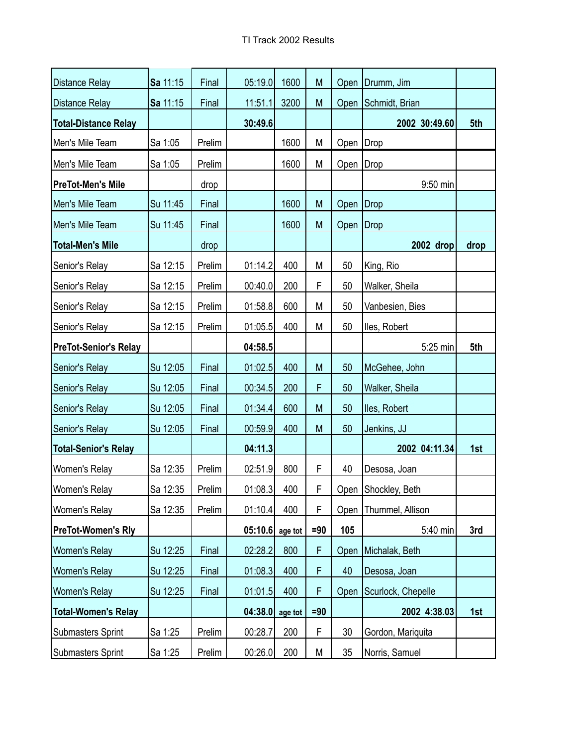TI Track 2002 Results

| | | | | | | | | |
|---|---|---|---|---|---|---|---|---|
| Distance Relay | **Sa** 11:15 | Final | 05:19.0 | 1600 | M | Open | Drumm, Jim | |
| Distance Relay | **Sa** 11:15 | Final | 11:51.1 | 3200 | M | Open | Schmidt, Brian | |
| **Total-Distance Relay** | | | **30:49.6** | | | | **2002 30:49.60** | **5th** |
| Men's Mile Team | Sa 1:05 | Prelim | | 1600 | M | Open | Drop | |
| Men's Mile Team | Sa 1:05 | Prelim | | 1600 | M | Open | Drop | |
| **PreTot-Men's Mile** | | drop | | | | | 9:50 min | |
| Men's Mile Team | Su 11:45 | Final | | 1600 | M | Open | Drop | |
| Men's Mile Team | Su 11:45 | Final | | 1600 | M | Open | Drop | |
| **Total-Men's Mile** | | drop | | | | | **2002 drop** | **drop** |
| Senior's Relay | Sa 12:15 | Prelim | 01:14.2 | 400 | M | 50 | King, Rio | |
| Senior's Relay | Sa 12:15 | Prelim | 00:40.0 | 200 | F | 50 | Walker, Sheila | |
| Senior's Relay | Sa 12:15 | Prelim | 01:58.8 | 600 | M | 50 | Vanbesien, Bies | |
| Senior's Relay | Sa 12:15 | Prelim | 01:05.5 | 400 | M | 50 | Iles, Robert | |
| **PreTot-Senior's Relay** | | | **04:58.5** | | | | 5:25 min | **5th** |
| Senior's Relay | Su 12:05 | Final | 01:02.5 | 400 | M | 50 | McGehee, John | |
| Senior's Relay | Su 12:05 | Final | 00:34.5 | 200 | F | 50 | Walker, Sheila | |
| Senior's Relay | Su 12:05 | Final | 01:34.4 | 600 | M | 50 | Iles, Robert | |
| Senior's Relay | Su 12:05 | Final | 00:59.9 | 400 | M | 50 | Jenkins, JJ | |
| **Total-Senior's Relay** | | | **04:11.3** | | | | **2002 04:11.34** | **1st** |
| Women's Relay | Sa 12:35 | Prelim | 02:51.9 | 800 | F | 40 | Desosa, Joan | |
| Women's Relay | Sa 12:35 | Prelim | 01:08.3 | 400 | F | Open | Shockley, Beth | |
| Women's Relay | Sa 12:35 | Prelim | 01:10.4 | 400 | F | Open | Thummel, Allison | |
| **PreTot-Women's Rly** | | | **05:10.6** | **age tot** | **=90** | **105** | 5:40 min | **3rd** |
| Women's Relay | Su 12:25 | Final | 02:28.2 | 800 | F | Open | Michalak, Beth | |
| Women's Relay | Su 12:25 | Final | 01:08.3 | 400 | F | 40 | Desosa, Joan | |
| Women's Relay | Su 12:25 | Final | 01:01.5 | 400 | F | Open | Scurlock, Chepelle | |
| **Total-Women's Relay** | | | **04:38.0** | **age tot** | **=90** | | **2002 4:38.03** | **1st** |
| Submasters Sprint | Sa 1:25 | Prelim | 00:28.7 | 200 | F | 30 | Gordon, Mariquita | |
| Submasters Sprint | Sa 1:25 | Prelim | 00:26.0 | 200 | M | 35 | Norris, Samuel | |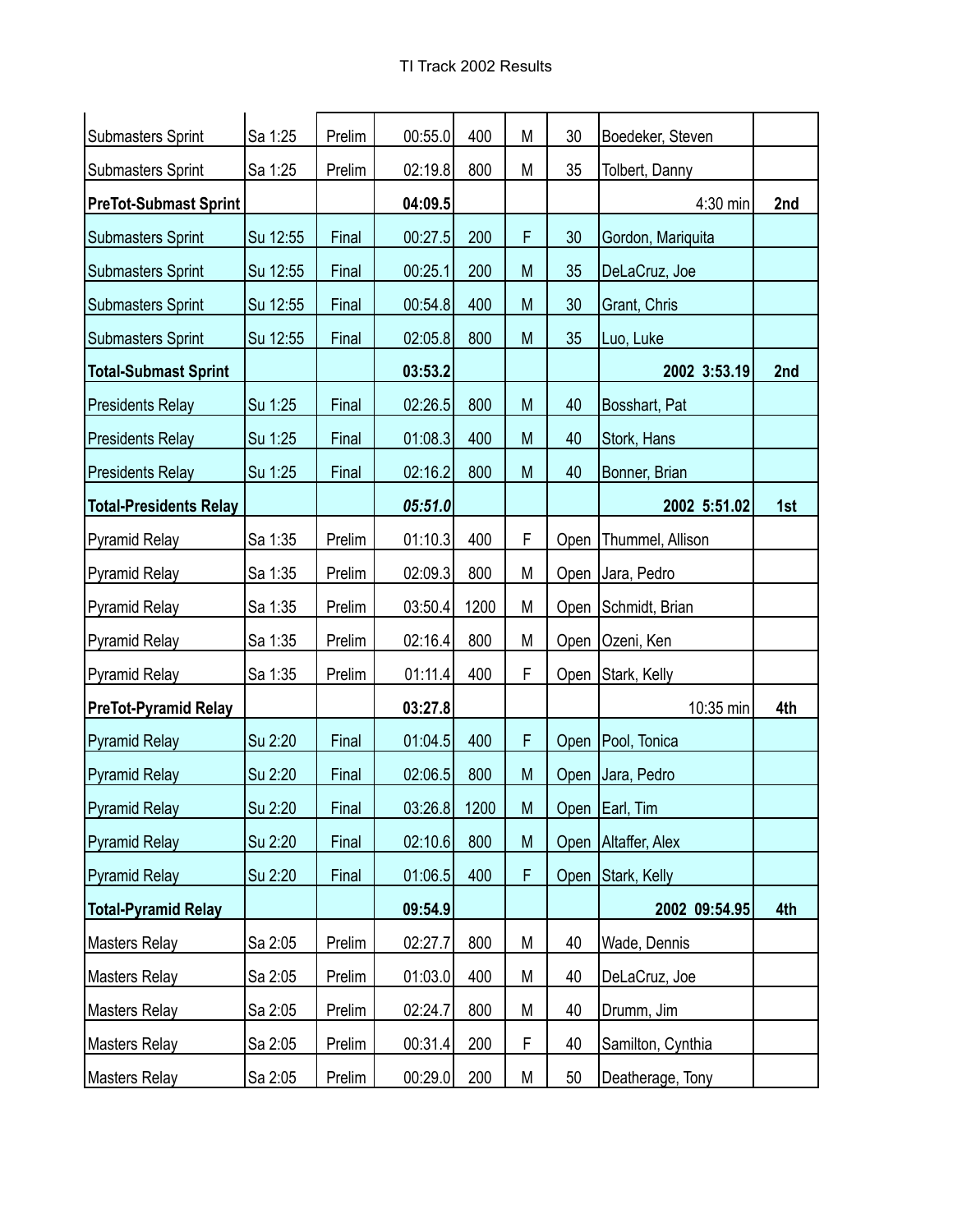| | | | | | | | | |
|---|---|---|---|---|---|---|---|---|
| Submasters Sprint | Sa 1:25 | Prelim | 00:55.0 | 400 | M | 30 | Boedeker, Steven | |
| Submasters Sprint | Sa 1:25 | Prelim | 02:19.8 | 800 | M | 35 | Tolbert, Danny | |
| **PreTot-Submast Sprint** | | | **04:09.5** | | | | 4:30 min | **2nd** |
| Submasters Sprint | Su 12:55 | Final | 00:27.5 | 200 | F | 30 | Gordon, Mariquita | |
| Submasters Sprint | Su 12:55 | Final | 00:25.1 | 200 | M | 35 | DeLaCruz, Joe | |
| Submasters Sprint | Su 12:55 | Final | 00:54.8 | 400 | M | 30 | Grant, Chris | |
| Submasters Sprint | Su 12:55 | Final | 02:05.8 | 800 | M | 35 | Luo, Luke | |
| **Total-Submast Sprint** | | | **03:53.2** | | | | **2002 3:53.19** | **2nd** |
| Presidents Relay | Su 1:25 | Final | 02:26.5 | 800 | M | 40 | Bosshart, Pat | |
| Presidents Relay | Su 1:25 | Final | 01:08.3 | 400 | M | 40 | Stork, Hans | |
| Presidents Relay | Su 1:25 | Final | 02:16.2 | 800 | M | 40 | Bonner, Brian | |
| **Total-Presidents Relay** | | | ***05:51.0*** | | | | **2002 5:51.02** | **1st** |
| Pyramid Relay | Sa 1:35 | Prelim | 01:10.3 | 400 | F | Open | Thummel, Allison | |
| Pyramid Relay | Sa 1:35 | Prelim | 02:09.3 | 800 | M | Open | Jara, Pedro | |
| Pyramid Relay | Sa 1:35 | Prelim | 03:50.4 | 1200 | M | Open | Schmidt, Brian | |
| Pyramid Relay | Sa 1:35 | Prelim | 02:16.4 | 800 | M | Open | Ozeni, Ken | |
| Pyramid Relay | Sa 1:35 | Prelim | 01:11.4 | 400 | F | Open | Stark, Kelly | |
| **PreTot-Pyramid Relay** | | | **03:27.8** | | | | 10:35 min | **4th** |
| Pyramid Relay | Su 2:20 | Final | 01:04.5 | 400 | F | Open | Pool, Tonica | |
| Pyramid Relay | Su 2:20 | Final | 02:06.5 | 800 | M | Open | Jara, Pedro | |
| Pyramid Relay | Su 2:20 | Final | 03:26.8 | 1200 | M | Open | Earl, Tim | |
| Pyramid Relay | Su 2:20 | Final | 02:10.6 | 800 | M | Open | Altaffer, Alex | |
| Pyramid Relay | Su 2:20 | Final | 01:06.5 | 400 | F | Open | Stark, Kelly | |
| **Total-Pyramid Relay** | | | **09:54.9** | | | | **2002 09:54.95** | **4th** |
| Masters Relay | Sa 2:05 | Prelim | 02:27.7 | 800 | M | 40 | Wade, Dennis | |
| Masters Relay | Sa 2:05 | Prelim | 01:03.0 | 400 | M | 40 | DeLaCruz, Joe | |
| Masters Relay | Sa 2:05 | Prelim | 02:24.7 | 800 | M | 40 | Drumm, Jim | |
| Masters Relay | Sa 2:05 | Prelim | 00:31.4 | 200 | F | 40 | Samilton, Cynthia | |
| Masters Relay | Sa 2:05 | Prelim | 00:29.0 | 200 | M | 50 | Deatherage, Tony | |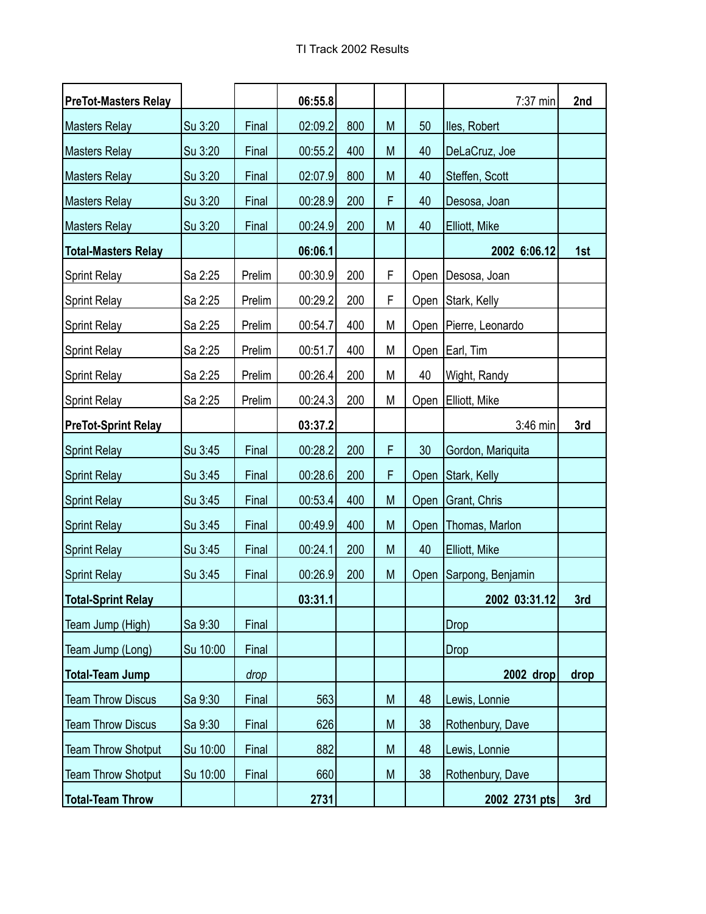TI Track 2002 Results

| | | | | | | | | |
|---|---|---|---|---|---|---|---|---|
| **PreTot-Masters Relay** | | | **06:55.8** | | | | 7:37 min | **2nd** |
| Masters Relay | Su 3:20 | Final | 02:09.2 | 800 | M | 50 | Iles, Robert | |
| Masters Relay | Su 3:20 | Final | 00:55.2 | 400 | M | 40 | DeLaCruz, Joe | |
| Masters Relay | Su 3:20 | Final | 02:07.9 | 800 | M | 40 | Steffen, Scott | |
| Masters Relay | Su 3:20 | Final | 00:28.9 | 200 | F | 40 | Desosa, Joan | |
| Masters Relay | Su 3:20 | Final | 00:24.9 | 200 | M | 40 | Elliott, Mike | |
| **Total-Masters Relay** | | | **06:06.1** | | | | **2002 6:06.12** | **1st** |
| Sprint Relay | Sa 2:25 | Prelim | 00:30.9 | 200 | F | Open | Desosa, Joan | |
| Sprint Relay | Sa 2:25 | Prelim | 00:29.2 | 200 | F | Open | Stark, Kelly | |
| Sprint Relay | Sa 2:25 | Prelim | 00:54.7 | 400 | M | Open | Pierre, Leonardo | |
| Sprint Relay | Sa 2:25 | Prelim | 00:51.7 | 400 | M | Open | Earl, Tim | |
| Sprint Relay | Sa 2:25 | Prelim | 00:26.4 | 200 | M | 40 | Wight, Randy | |
| Sprint Relay | Sa 2:25 | Prelim | 00:24.3 | 200 | M | Open | Elliott, Mike | |
| **PreTot-Sprint Relay** | | | **03:37.2** | | | | 3:46 min | **3rd** |
| Sprint Relay | Su 3:45 | Final | 00:28.2 | 200 | F | 30 | Gordon, Mariquita | |
| Sprint Relay | Su 3:45 | Final | 00:28.6 | 200 | F | Open | Stark, Kelly | |
| Sprint Relay | Su 3:45 | Final | 00:53.4 | 400 | M | Open | Grant, Chris | |
| Sprint Relay | Su 3:45 | Final | 00:49.9 | 400 | M | Open | Thomas, Marlon | |
| Sprint Relay | Su 3:45 | Final | 00:24.1 | 200 | M | 40 | Elliott, Mike | |
| Sprint Relay | Su 3:45 | Final | 00:26.9 | 200 | M | Open | Sarpong, Benjamin | |
| **Total-Sprint Relay** | | | **03:31.1** | | | | **2002 03:31.12** | **3rd** |
| Team Jump (High) | Sa 9:30 | Final | | | | | Drop | |
| Team Jump (Long) | Su 10:00 | Final | | | | | Drop | |
| **Total-Team Jump** | | *drop* | | | | | **2002 drop** | **drop** |
| Team Throw Discus | Sa 9:30 | Final | 563 | | M | 48 | Lewis, Lonnie | |
| Team Throw Discus | Sa 9:30 | Final | 626 | | M | 38 | Rothenbury, Dave | |
| Team Throw Shotput | Su 10:00 | Final | 882 | | M | 48 | Lewis, Lonnie | |
| Team Throw Shotput | Su 10:00 | Final | 660 | | M | 38 | Rothenbury, Dave | |
| **Total-Team Throw** | | | **2731** | | | | **2002 2731 pts** | **3rd** |